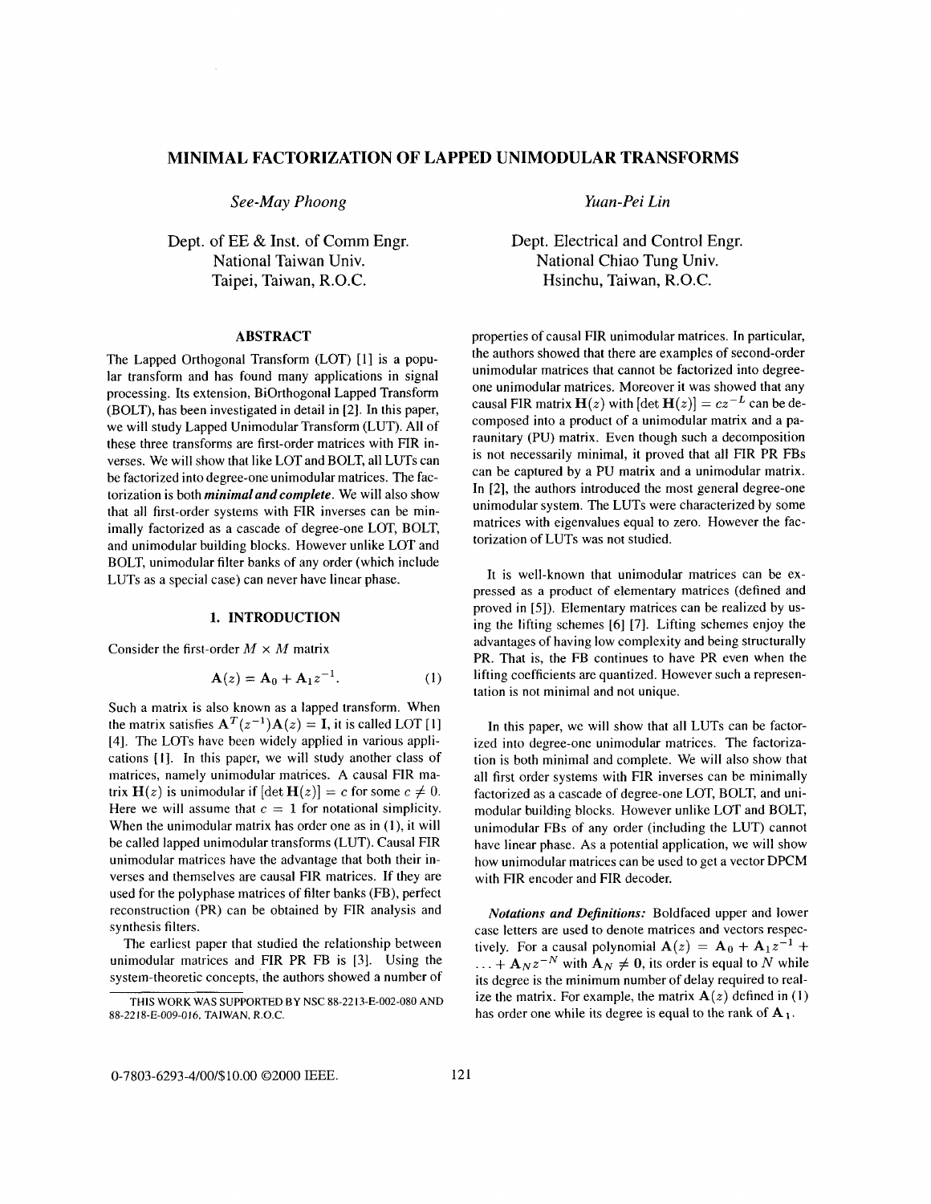# MINIMAL FACTORIZATION OF LAPPED UNIMODULAR TRANSFORMS

*See-May Phoong*

Dept. of EE & Inst. of Comm Engr.
National Taiwan Univ.
Taipei, Taiwan, R.O.C.

*Yuan-Pei Lin*

Dept. Electrical and Control Engr.
National Chiao Tung Univ.
Hsinchu, Taiwan, R.O.C.

## ABSTRACT

The Lapped Orthogonal Transform (LOT) [1] is a popular transform and has found many applications in signal processing. Its extension, BiOrthogonal Lapped Transform (BOLT), has been investigated in detail in [2]. In this paper, we will study Lapped Unimodular Transform (LUT). All of these three transforms are first-order matrices with FIR inverses. We will show that like LOT and BOLT, all LUTs can be factorized into degree-one unimodular matrices. The factorization is both ***minimal and complete***. We will also show that all first-order systems with FIR inverses can be minimally factorized as a cascade of degree-one LOT, BOLT, and unimodular building blocks. However unlike LOT and BOLT, unimodular filter banks of any order (which include LUTs as a special case) can never have linear phase.

## 1. INTRODUCTION

Consider the first-order $M \times M$ matrix

$$\mathbf{A}(z) = \mathbf{A}_0 + \mathbf{A}_1 z^{-1}. \tag{1}$$

Such a matrix is also known as a lapped transform. When the matrix satisfies $\mathbf{A}^T(z^{-1})\mathbf{A}(z) = \mathbf{I}$, it is called LOT [1] [4]. The LOTs have been widely applied in various applications [1]. In this paper, we will study another class of matrices, namely unimodular matrices. A causal FIR matrix $\mathbf{H}(z)$ is unimodular if $[\det \mathbf{H}(z)] = c$ for some $c \neq 0$. Here we will assume that $c = 1$ for notational simplicity. When the unimodular matrix has order one as in (1), it will be called lapped unimodular transforms (LUT). Causal FIR unimodular matrices have the advantage that both their inverses and themselves are causal FIR matrices. If they are used for the polyphase matrices of filter banks (FB), perfect reconstruction (PR) can be obtained by FIR analysis and synthesis filters.

The earliest paper that studied the relationship between unimodular matrices and FIR PR FB is [3]. Using the system-theoretic concepts, the authors showed a number of properties of causal FIR unimodular matrices. In particular, the authors showed that there are examples of second-order unimodular matrices that cannot be factorized into degree-one unimodular matrices. Moreover it was showed that any causal FIR matrix $\mathbf{H}(z)$ with $[\det \mathbf{H}(z)] = cz^{-L}$ can be decomposed into a product of a unimodular matrix and a paraunitary (PU) matrix. Even though such a decomposition is not necessarily minimal, it proved that all FIR PR FBs can be captured by a PU matrix and a unimodular matrix. In [2], the authors introduced the most general degree-one unimodular system. The LUTs were characterized by some matrices with eigenvalues equal to zero. However the factorization of LUTs was not studied.

It is well-known that unimodular matrices can be expressed as a product of elementary matrices (defined and proved in [5]). Elementary matrices can be realized by using the lifting schemes [6] [7]. Lifting schemes enjoy the advantages of having low complexity and being structurally PR. That is, the FB continues to have PR even when the lifting coefficients are quantized. However such a representation is not minimal and not unique.

In this paper, we will show that all LUTs can be factorized into degree-one unimodular matrices. The factorization is both minimal and complete. We will also show that all first order systems with FIR inverses can be minimally factorized as a cascade of degree-one LOT, BOLT, and unimodular building blocks. However unlike LOT and BOLT, unimodular FBs of any order (including the LUT) cannot have linear phase. As a potential application, we will show how unimodular matrices can be used to get a vector DPCM with FIR encoder and FIR decoder.

***Notations and Definitions:*** Boldfaced upper and lower case letters are used to denote matrices and vectors respectively. For a causal polynomial $\mathbf{A}(z) = \mathbf{A}_0 + \mathbf{A}_1 z^{-1} + \ldots + \mathbf{A}_N z^{-N}$ with $\mathbf{A}_N \neq \mathbf{0}$, its order is equal to $N$ while its degree is the minimum number of delay required to realize the matrix. For example, the matrix $\mathbf{A}(z)$ defined in (1) has order one while its degree is equal to the rank of $\mathbf{A}_1$.

THIS WORK WAS SUPPORTED BY NSC 88-2213-E-002-080 AND 88-2218-E-009-016, TAIWAN, R.O.C.

0-7803-6293-4/00/$10.00 ©2000 IEEE.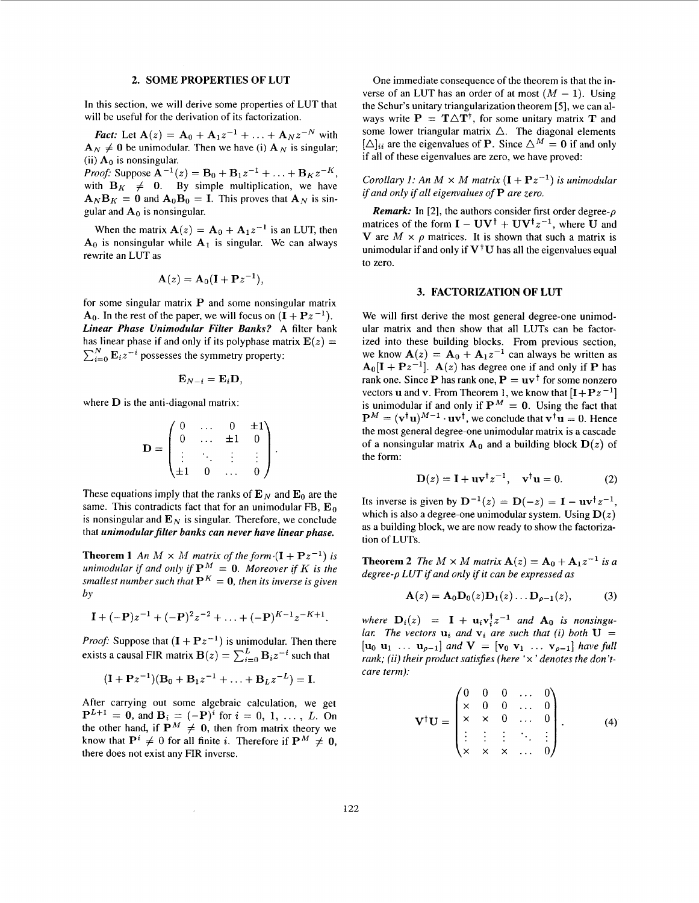## 2. SOME PROPERTIES OF LUT

In this section, we will derive some properties of LUT that will be useful for the derivation of its factorization.

***Fact:*** Let $\mathbf{A}(z) = \mathbf{A}_0 + \mathbf{A}_1 z^{-1} + \ldots + \mathbf{A}_N z^{-N}$ with $\mathbf{A}_N \neq \mathbf{0}$ be unimodular. Then we have (i) $\mathbf{A}_N$ is singular; (ii) $\mathbf{A}_0$ is nonsingular.

*Proof:* Suppose $\mathbf{A}^{-1}(z) = \mathbf{B}_0 + \mathbf{B}_1 z^{-1} + \ldots + \mathbf{B}_K z^{-K}$, with $\mathbf{B}_K \neq \mathbf{0}$. By simple multiplication, we have $\mathbf{A}_N \mathbf{B}_K = \mathbf{0}$ and $\mathbf{A}_0 \mathbf{B}_0 = \mathbf{I}$. This proves that $\mathbf{A}_N$ is singular and $\mathbf{A}_0$ is nonsingular.

When the matrix $\mathbf{A}(z) = \mathbf{A}_0 + \mathbf{A}_1 z^{-1}$ is an LUT, then $\mathbf{A}_0$ is nonsingular while $\mathbf{A}_1$ is singular. We can always rewrite an LUT as

$$\mathbf{A}(z) = \mathbf{A}_0(\mathbf{I} + \mathbf{P}z^{-1}),$$

for some singular matrix $\mathbf{P}$ and some nonsingular matrix $\mathbf{A}_0$. In the rest of the paper, we will focus on $(\mathbf{I} + \mathbf{P}z^{-1})$.

***Linear Phase Unimodular Filter Banks?*** A filter bank has linear phase if and only if its polyphase matrix $\mathbf{E}(z) = \sum_{i=0}^{N} \mathbf{E}_i z^{-i}$ possesses the symmetry property:

$$\mathbf{E}_{N-i} = \mathbf{E}_i \mathbf{D},$$

where $\mathbf{D}$ is the anti-diagonal matrix:

$$\mathbf{D} = \begin{pmatrix} 0 & \ldots & 0 & \pm 1 \\ 0 & \ldots & \pm 1 & 0 \\ \vdots & \ddots & \vdots & \vdots \\ \pm 1 & 0 & \ldots & 0 \end{pmatrix}.$$

These equations imply that the ranks of $\mathbf{E}_N$ and $\mathbf{E}_0$ are the same. This contradicts fact that for an unimodular FB, $\mathbf{E}_0$ is nonsingular and $\mathbf{E}_N$ is singular. Therefore, we conclude that ***unimodular filter banks can never have linear phase.***

**Theorem 1** *An $M \times M$ matrix of the form $(\mathbf{I} + \mathbf{P}z^{-1})$ is unimodular if and only if $\mathbf{P}^M = \mathbf{0}$. Moreover if $K$ is the smallest number such that $\mathbf{P}^K = \mathbf{0}$, then its inverse is given by*

$$\mathbf{I} + (-\mathbf{P})z^{-1} + (-\mathbf{P})^2 z^{-2} + \ldots + (-\mathbf{P})^{K-1} z^{-K+1}.$$

*Proof:* Suppose that $(\mathbf{I} + \mathbf{P}z^{-1})$ is unimodular. Then there exists a causal FIR matrix $\mathbf{B}(z) = \sum_{i=0}^{L} \mathbf{B}_i z^{-i}$ such that

$$(\mathbf{I} + \mathbf{P}z^{-1})(\mathbf{B}_0 + \mathbf{B}_1 z^{-1} + \ldots + \mathbf{B}_L z^{-L}) = \mathbf{I}.$$

After carrying out some algebraic calculation, we get $\mathbf{P}^{L+1} = \mathbf{0}$, and $\mathbf{B}_i = (-\mathbf{P})^i$ for $i = 0, 1, \ldots, L$. On the other hand, if $\mathbf{P}^M \neq \mathbf{0}$, then from matrix theory we know that $\mathbf{P}^i \neq 0$ for all finite $i$. Therefore if $\mathbf{P}^M \neq \mathbf{0}$, there does not exist any FIR inverse.

One immediate consequence of the theorem is that the inverse of an LUT has an order of at most $(M-1)$. Using the Schur's unitary triangularization theorem [5], we can always write $\mathbf{P} = \mathbf{T}\Delta\mathbf{T}^\dagger$, for some unitary matrix $\mathbf{T}$ and some lower triangular matrix $\Delta$. The diagonal elements $[\Delta]_{ii}$ are the eigenvalues of $\mathbf{P}$. Since $\Delta^M = \mathbf{0}$ if and only if all of these eigenvalues are zero, we have proved:

*Corollary 1: An $M \times M$ matrix $(\mathbf{I} + \mathbf{P}z^{-1})$ is unimodular if and only if all eigenvalues of $\mathbf{P}$ are zero.*

***Remark:*** In [2], the authors consider first order degree-$\rho$ matrices of the form $\mathbf{I} - \mathbf{U}\mathbf{V}^\dagger + \mathbf{U}\mathbf{V}^\dagger z^{-1}$, where $\mathbf{U}$ and $\mathbf{V}$ are $M \times \rho$ matrices. It is shown that such a matrix is unimodular if and only if $\mathbf{V}^\dagger\mathbf{U}$ has all the eigenvalues equal to zero.

## 3. FACTORIZATION OF LUT

We will first derive the most general degree-one unimodular matrix and then show that all LUTs can be factorized into these building blocks. From previous section, we know $\mathbf{A}(z) = \mathbf{A}_0 + \mathbf{A}_1 z^{-1}$ can always be written as $\mathbf{A}_0[\mathbf{I} + \mathbf{P}z^{-1}]$. $\mathbf{A}(z)$ has degree one if and only if $\mathbf{P}$ has rank one. Since $\mathbf{P}$ has rank one, $\mathbf{P} = \mathbf{u}\mathbf{v}^\dagger$ for some nonzero vectors $\mathbf{u}$ and $\mathbf{v}$. From Theorem 1, we know that $[\mathbf{I} + \mathbf{P}z^{-1}]$ is unimodular if and only if $\mathbf{P}^M = \mathbf{0}$. Using the fact that $\mathbf{P}^M = (\mathbf{v}^\dagger\mathbf{u})^{M-1} \cdot \mathbf{u}\mathbf{v}^\dagger$, we conclude that $\mathbf{v}^\dagger\mathbf{u} = 0$. Hence the most general degree-one unimodular matrix is a cascade of a nonsingular matrix $\mathbf{A}_0$ and a building block $\mathbf{D}(z)$ of the form:

$$\mathbf{D}(z) = \mathbf{I} + \mathbf{u}\mathbf{v}^\dagger z^{-1}, \quad \mathbf{v}^\dagger\mathbf{u} = 0. \tag{2}$$

Its inverse is given by $\mathbf{D}^{-1}(z) = \mathbf{D}(-z) = \mathbf{I} - \mathbf{u}\mathbf{v}^\dagger z^{-1}$, which is also a degree-one unimodular system. Using $\mathbf{D}(z)$ as a building block, we are now ready to show the factorization of LUTs.

**Theorem 2** *The $M \times M$ matrix $\mathbf{A}(z) = \mathbf{A}_0 + \mathbf{A}_1 z^{-1}$ is a degree-$\rho$ LUT if and only if it can be expressed as*

$$\mathbf{A}(z) = \mathbf{A}_0 \mathbf{D}_0(z)\mathbf{D}_1(z)\ldots\mathbf{D}_{\rho-1}(z), \tag{3}$$

*where $\mathbf{D}_i(z) = \mathbf{I} + \mathbf{u}_i\mathbf{v}_i^\dagger z^{-1}$ and $\mathbf{A}_0$ is nonsingular. The vectors $\mathbf{u}_i$ and $\mathbf{v}_i$ are such that (i) both $\mathbf{U} = [\mathbf{u}_0\ \mathbf{u}_1\ \ldots\ \mathbf{u}_{\rho-1}]$ and $\mathbf{V} = [\mathbf{v}_0\ \mathbf{v}_1\ \ldots\ \mathbf{v}_{\rho-1}]$ have full rank; (ii) their product satisfies (here '$\times$' denotes the don't-care term):*

$$\mathbf{V}^\dagger\mathbf{U} = \begin{pmatrix} 0 & 0 & 0 & \ldots & 0 \\ \times & 0 & 0 & \ldots & 0 \\ \times & \times & 0 & \ldots & 0 \\ \vdots & \vdots & \vdots & \ddots & \vdots \\ \times & \times & \times & \ldots & 0 \end{pmatrix}. \tag{4}$$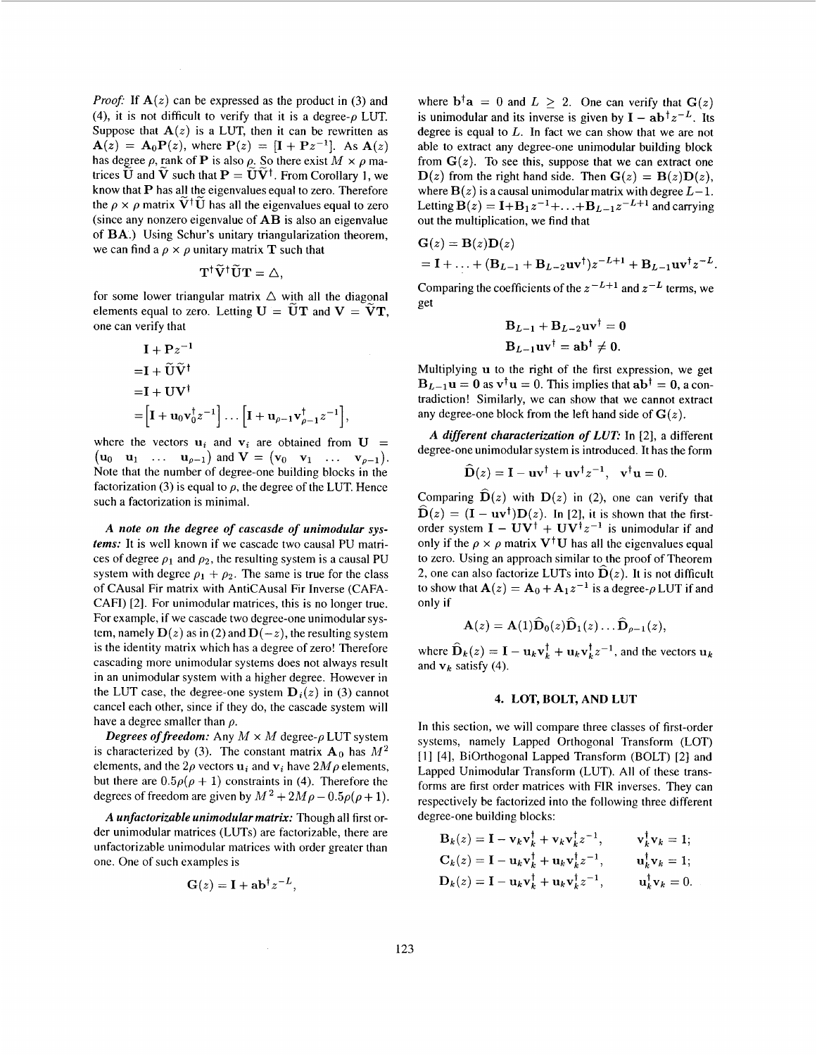*Proof:* If $\mathbf{A}(z)$ can be expressed as the product in (3) and (4), it is not difficult to verify that it is a degree-$\rho$ LUT. Suppose that $\mathbf{A}(z)$ is a LUT, then it can be rewritten as $\mathbf{A}(z) = \mathbf{A}_0\mathbf{P}(z)$, where $\mathbf{P}(z) = [\mathbf{I} + \mathbf{P}z^{-1}]$. As $\mathbf{A}(z)$ has degree $\rho$, rank of $\mathbf{P}$ is also $\rho$. So there exist $M \times \rho$ matrices $\widetilde{\mathbf{U}}$ and $\widetilde{\mathbf{V}}$ such that $\mathbf{P} = \widetilde{\mathbf{U}}\widetilde{\mathbf{V}}^\dagger$. From Corollary 1, we know that $\mathbf{P}$ has all the eigenvalues equal to zero. Therefore the $\rho \times \rho$ matrix $\widetilde{\mathbf{V}}^\dagger\widetilde{\mathbf{U}}$ has all the eigenvalues equal to zero (since any nonzero eigenvalue of $\mathbf{AB}$ is also an eigenvalue of $\mathbf{BA}$.) Using Schur's unitary triangularization theorem, we can find a $\rho \times \rho$ unitary matrix $\mathbf{T}$ such that

$$\mathbf{T}^\dagger\widetilde{\mathbf{V}}^\dagger\widetilde{\mathbf{U}}\mathbf{T} = \Delta,$$

for some lower triangular matrix $\Delta$ with all the diagonal elements equal to zero. Letting $\mathbf{U} = \widetilde{\mathbf{U}}\mathbf{T}$ and $\mathbf{V} = \widetilde{\mathbf{V}}\mathbf{T}$, one can verify that

$$\begin{aligned}
&\mathbf{I} + \mathbf{P}z^{-1} \\
=&\mathbf{I} + \widetilde{\mathbf{U}}\widetilde{\mathbf{V}}^\dagger \\
=&\mathbf{I} + \mathbf{U}\mathbf{V}^\dagger \\
=&\left[\mathbf{I} + \mathbf{u}_0\mathbf{v}_0^\dagger z^{-1}\right]\dots\left[\mathbf{I} + \mathbf{u}_{\rho-1}\mathbf{v}_{\rho-1}^\dagger z^{-1}\right],
\end{aligned}$$

where the vectors $\mathbf{u}_i$ and $\mathbf{v}_i$ are obtained from $\mathbf{U} = \begin{pmatrix}\mathbf{u}_0 & \mathbf{u}_1 & \dots & \mathbf{u}_{\rho-1}\end{pmatrix}$ and $\mathbf{V} = \begin{pmatrix}\mathbf{v}_0 & \mathbf{v}_1 & \dots & \mathbf{v}_{\rho-1}\end{pmatrix}$. Note that the number of degree-one building blocks in the factorization (3) is equal to $\rho$, the degree of the LUT. Hence such a factorization is minimal.

***A note on the degree of cascasde of unimodular systems:*** It is well known if we cascade two causal PU matrices of degree $\rho_1$ and $\rho_2$, the resulting system is a causal PU system with degree $\rho_1 + \rho_2$. The same is true for the class of CAusal Fir matrix with AntiCAusal Fir Inverse (CAFA-CAFI) [2]. For unimodular matrices, this is no longer true. For example, if we cascade two degree-one unimodular system, namely $\mathbf{D}(z)$ as in (2) and $\mathbf{D}(-z)$, the resulting system is the identity matrix which has a degree of zero! Therefore cascading more unimodular systems does not always result in an unimodular system with a higher degree. However in the LUT case, the degree-one system $\mathbf{D}_i(z)$ in (3) cannot cancel each other, since if they do, the cascade system will have a degree smaller than $\rho$.

***Degrees of freedom:*** Any $M \times M$ degree-$\rho$ LUT system is characterized by (3). The constant matrix $\mathbf{A}_0$ has $M^2$ elements, and the $2\rho$ vectors $\mathbf{u}_i$ and $\mathbf{v}_i$ have $2M\rho$ elements, but there are $0.5\rho(\rho+1)$ constraints in (4). Therefore the degrees of freedom are given by $M^2 + 2M\rho - 0.5\rho(\rho+1)$.

***A unfactorizable unimodular matrix:*** Though all first order unimodular matrices (LUTs) are factorizable, there are unfactorizable unimodular matrices with order greater than one. One of such examples is

$$\mathbf{G}(z) = \mathbf{I} + \mathbf{a}\mathbf{b}^\dagger z^{-L},$$

where $\mathbf{b}^\dagger\mathbf{a} = 0$ and $L \geq 2$. One can verify that $\mathbf{G}(z)$ is unimodular and its inverse is given by $\mathbf{I} - \mathbf{a}\mathbf{b}^\dagger z^{-L}$. Its degree is equal to $L$. In fact we can show that we are not able to extract any degree-one unimodular building block from $\mathbf{G}(z)$. To see this, suppose that we can extract one $\mathbf{D}(z)$ from the right hand side. Then $\mathbf{G}(z) = \mathbf{B}(z)\mathbf{D}(z)$, where $\mathbf{B}(z)$ is a causal unimodular matrix with degree $L-1$. Letting $\mathbf{B}(z) = \mathbf{I}+\mathbf{B}_1z^{-1}+\ldots+\mathbf{B}_{L-1}z^{-L+1}$ and carrying out the multiplication, we find that

$$\begin{aligned}
&\mathbf{G}(z) = \mathbf{B}(z)\mathbf{D}(z) \\
&= \mathbf{I} + \ldots + (\mathbf{B}_{L-1} + \mathbf{B}_{L-2}\mathbf{u}\mathbf{v}^\dagger)z^{-L+1} + \mathbf{B}_{L-1}\mathbf{u}\mathbf{v}^\dagger z^{-L}.
\end{aligned}$$

Comparing the coefficients of the $z^{-L+1}$ and $z^{-L}$ terms, we get

$$\begin{aligned}
\mathbf{B}_{L-1} + \mathbf{B}_{L-2}\mathbf{u}\mathbf{v}^\dagger &= \mathbf{0} \\
\mathbf{B}_{L-1}\mathbf{u}\mathbf{v}^\dagger = \mathbf{a}\mathbf{b}^\dagger &\neq \mathbf{0}.
\end{aligned}$$

Multiplying $\mathbf{u}$ to the right of the first expression, we get $\mathbf{B}_{L-1}\mathbf{u} = \mathbf{0}$ as $\mathbf{v}^\dagger\mathbf{u} = 0$. This implies that $\mathbf{a}\mathbf{b}^\dagger = \mathbf{0}$, a contradiction! Similarly, we can show that we cannot extract any degree-one block from the left hand side of $\mathbf{G}(z)$.

***A different characterization of LUT:*** In [2], a different degree-one unimodular system is introduced. It has the form

$$\widehat{\mathbf{D}}(z) = \mathbf{I} - \mathbf{u}\mathbf{v}^\dagger + \mathbf{u}\mathbf{v}^\dagger z^{-1}, \quad \mathbf{v}^\dagger\mathbf{u} = 0.$$

Comparing $\widehat{\mathbf{D}}(z)$ with $\mathbf{D}(z)$ in (2), one can verify that $\widehat{\mathbf{D}}(z) = (\mathbf{I} - \mathbf{u}\mathbf{v}^\dagger)\mathbf{D}(z)$. In [2], it is shown that the first-order system $\mathbf{I} - \mathbf{U}\mathbf{V}^\dagger + \mathbf{U}\mathbf{V}^\dagger z^{-1}$ is unimodular if and only if the $\rho \times \rho$ matrix $\mathbf{V}^\dagger\mathbf{U}$ has all the eigenvalues equal to zero. Using an approach similar to the proof of Theorem 2, one can also factorize LUTs into $\widehat{\mathbf{D}}(z)$. It is not difficult to show that $\mathbf{A}(z) = \mathbf{A}_0 + \mathbf{A}_1z^{-1}$ is a degree-$\rho$ LUT if and only if

$$\mathbf{A}(z) = \mathbf{A}(1)\widehat{\mathbf{D}}_0(z)\widehat{\mathbf{D}}_1(z)\ldots\widehat{\mathbf{D}}_{\rho-1}(z),$$

where $\widehat{\mathbf{D}}_k(z) = \mathbf{I} - \mathbf{u}_k\mathbf{v}_k^\dagger + \mathbf{u}_k\mathbf{v}_k^\dagger z^{-1}$, and the vectors $\mathbf{u}_k$ and $\mathbf{v}_k$ satisfy (4).

## 4. LOT, BOLT, AND LUT

In this section, we will compare three classes of first-order systems, namely Lapped Orthogonal Transform (LOT) [1] [4], BiOrthogonal Lapped Transform (BOLT) [2] and Lapped Unimodular Transform (LUT). All of these transforms are first order matrices with FIR inverses. They can respectively be factorized into the following three different degree-one building blocks:

$$\begin{aligned}
\mathbf{B}_k(z) &= \mathbf{I} - \mathbf{v}_k\mathbf{v}_k^\dagger + \mathbf{v}_k\mathbf{v}_k^\dagger z^{-1}, & \mathbf{v}_k^\dagger\mathbf{v}_k &= 1; \\
\mathbf{C}_k(z) &= \mathbf{I} - \mathbf{u}_k\mathbf{v}_k^\dagger + \mathbf{u}_k\mathbf{v}_k^\dagger z^{-1}, & \mathbf{u}_k^\dagger\mathbf{v}_k &= 1; \\
\mathbf{D}_k(z) &= \mathbf{I} - \mathbf{u}_k\mathbf{v}_k^\dagger + \mathbf{u}_k\mathbf{v}_k^\dagger z^{-1}, & \mathbf{u}_k^\dagger\mathbf{v}_k &= 0.
\end{aligned}$$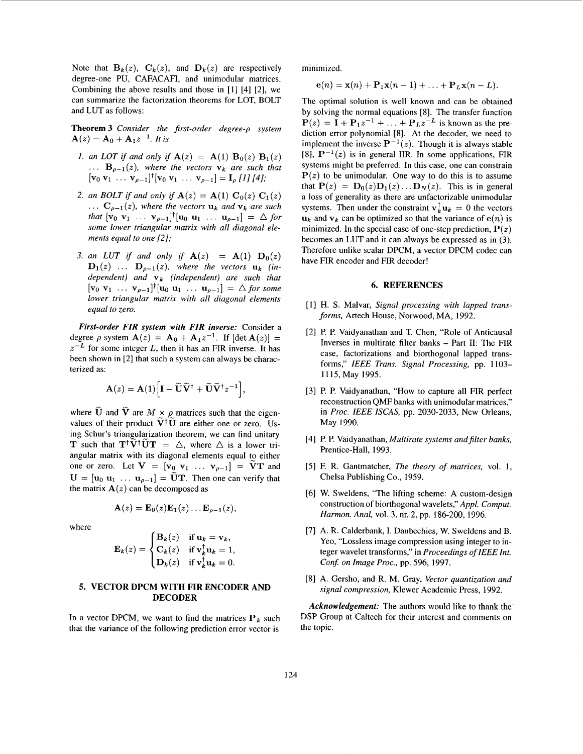Note that $\mathbf{B}_k(z)$, $\mathbf{C}_k(z)$, and $\mathbf{D}_k(z)$ are respectively degree-one PU, CAFACAFI, and unimodular matrices. Combining the above results and those in [1] [4] [2], we can summarize the factorization theorems for LOT, BOLT and LUT as follows:

**Theorem 3** *Consider the first-order degree-$\rho$ system $\mathbf{A}(z) = \mathbf{A}_0 + \mathbf{A}_1 z^{-1}$. It is*

1. *an LOT if and only if $\mathbf{A}(z) = \mathbf{A}(1)\ \mathbf{B}_0(z)\ \mathbf{B}_1(z) \ldots \mathbf{B}_{\rho-1}(z)$, where the vectors $\mathbf{v}_k$ are such that $[\mathbf{v}_0\ \mathbf{v}_1\ \ldots\ \mathbf{v}_{\rho-1}]^\dagger[\mathbf{v}_0\ \mathbf{v}_1\ \ldots\ \mathbf{v}_{\rho-1}] = \mathbf{I}_\rho$ [1] [4];*
2. *an BOLT if and only if $\mathbf{A}(z) = \mathbf{A}(1)\ \mathbf{C}_0(z)\ \mathbf{C}_1(z) \ldots \mathbf{C}_{\rho-1}(z)$, where the vectors $\mathbf{u}_k$ and $\mathbf{v}_k$ are such that $[\mathbf{v}_0\ \mathbf{v}_1\ \ldots\ \mathbf{v}_{\rho-1}]^\dagger[\mathbf{u}_0\ \mathbf{u}_1\ \ldots\ \mathbf{u}_{\rho-1}] = \Delta$ for some lower triangular matrix with all diagonal elements equal to one [2];*
3. *an LUT if and only if $\mathbf{A}(z) = \mathbf{A}(1)\ \mathbf{D}_0(z)\ \mathbf{D}_1(z) \ldots \mathbf{D}_{\rho-1}(z)$, where the vectors $\mathbf{u}_k$ (independent) and $\mathbf{v}_k$ (independent) are such that $[\mathbf{v}_0\ \mathbf{v}_1\ \ldots\ \mathbf{v}_{\rho-1}]^\dagger[\mathbf{u}_0\ \mathbf{u}_1\ \ldots\ \mathbf{u}_{\rho-1}] = \Delta$ for some lower triangular matrix with all diagonal elements equal to zero.*

***First-order FIR system with FIR inverse:*** Consider a degree-$\rho$ system $\mathbf{A}(z) = \mathbf{A}_0 + \mathbf{A}_1 z^{-1}$. If $[\det \mathbf{A}(z)] = z^{-L}$ for some integer $L$, then it has an FIR inverse. It has been shown in [2] that such a system can always be characterized as:

$$\mathbf{A}(z) = \mathbf{A}(1)\Big[\mathbf{I} - \widetilde{\mathbf{U}}\widetilde{\mathbf{V}}^\dagger + \widetilde{\mathbf{U}}\widetilde{\mathbf{V}}^\dagger z^{-1}\Big],$$

where $\widetilde{\mathbf{U}}$ and $\widetilde{\mathbf{V}}$ are $M \times \rho$ matrices such that the eigenvalues of their product $\widetilde{\mathbf{V}}^\dagger\widetilde{\mathbf{U}}$ are either one or zero. Using Schur's triangularization theorem, we can find unitary $\mathbf{T}$ such that $\mathbf{T}^\dagger\widetilde{\mathbf{V}}^\dagger\widetilde{\mathbf{U}}\mathbf{T} = \Delta$, where $\Delta$ is a lower triangular matrix with its diagonal elements equal to either one or zero. Let $\mathbf{V} = [\mathbf{v}_0\ \mathbf{v}_1\ \ldots\ \mathbf{v}_{\rho-1}] = \widetilde{\mathbf{V}}\mathbf{T}$ and $\mathbf{U} = [\mathbf{u}_0\ \mathbf{u}_1\ \ldots\ \mathbf{u}_{\rho-1}] = \widetilde{\mathbf{U}}\mathbf{T}$. Then one can verify that the matrix $\mathbf{A}(z)$ can be decomposed as

$$\mathbf{A}(z) = \mathbf{E}_0(z)\mathbf{E}_1(z)\ldots\mathbf{E}_{\rho-1}(z),$$

where

$$\mathbf{E}_k(z) = \begin{cases} \mathbf{B}_k(z) & \text{if } \mathbf{u}_k = \mathbf{v}_k, \\ \mathbf{C}_k(z) & \text{if } \mathbf{v}_k^\dagger\mathbf{u}_k = 1, \\ \mathbf{D}_k(z) & \text{if } \mathbf{v}_k^\dagger\mathbf{u}_k = 0. \end{cases}$$

## 5. VECTOR DPCM WITH FIR ENCODER AND DECODER

In a vector DPCM, we want to find the matrices $\mathbf{P}_k$ such that the variance of the following prediction error vector is minimized.

$$\mathbf{e}(n) = \mathbf{x}(n) + \mathbf{P}_1\mathbf{x}(n-1) + \ldots + \mathbf{P}_L\mathbf{x}(n-L).$$

The optimal solution is well known and can be obtained by solving the normal equations [8]. The transfer function $\mathbf{P}(z) = \mathbf{I} + \mathbf{P}_1 z^{-1} + \ldots + \mathbf{P}_L z^{-L}$ is known as the prediction error polynomial [8]. At the decoder, we need to implement the inverse $\mathbf{P}^{-1}(z)$. Though it is always stable [8], $\mathbf{P}^{-1}(z)$ is in general IIR. In some applications, FIR systems might be preferred. In this case, one can constrain $\mathbf{P}(z)$ to be unimodular. One way to do this is to assume that $\mathbf{P}(z) = \mathbf{D}_0(z)\mathbf{D}_1(z)\ldots\mathbf{D}_N(z)$. This is in general a loss of generality as there are unfactorizable unimodular systems. Then under the constraint $\mathbf{v}_k^\dagger\mathbf{u}_k = 0$ the vectors $\mathbf{u}_k$ and $\mathbf{v}_k$ can be optimized so that the variance of $\mathbf{e}(n)$ is minimized. In the special case of one-step prediction, $\mathbf{P}(z)$ becomes an LUT and it can always be expressed as in (3). Therefore unlike scalar DPCM, a vector DPCM codec can have FIR encoder and FIR decoder!

## 6. REFERENCES

[1] H. S. Malvar, *Signal processing with lapped transforms,* Artech House, Norwood, MA, 1992.

[2] P. P. Vaidyanathan and T. Chen, "Role of Anticausal Inverses in multirate filter banks – Part II: The FIR case, factorizations and biorthogonal lapped transforms," *IEEE Trans. Signal Processing,* pp. 1103–1115, May 1995.

[3] P. P. Vaidyanathan, "How to capture all FIR perfect reconstruction QMF banks with unimodular matrices," in *Proc. IEEE ISCAS,* pp. 2030-2033, New Orleans, May 1990.

[4] P. P. Vaidyanathan, *Multirate systems and filter banks,* Prentice-Hall, 1993.

[5] F. R. Gantmatcher, *The theory of matrices,* vol. 1, Chelsa Publishing Co., 1959.

[6] W. Sweldens, "The lifting scheme: A custom-design construction of biorthogonal wavelets," *Appl. Comput. Harmon. Anal,* vol. 3, nr. 2, pp. 186-200, 1996.

[7] A. R. Calderbank, I. Daubechies, W. Sweldens and B. Yeo, "Lossless image compression using integer to integer wavelet transforms," in *Proceedings of IEEE Int. Conf. on Image Proc.,* pp. 596, 1997.

[8] A. Gersho, and R. M. Gray, *Vector quantization and signal compression,* Klewer Academic Press, 1992.

***Acknowledgement:*** The authors would like to thank the DSP Group at Caltech for their interest and comments on the topic.